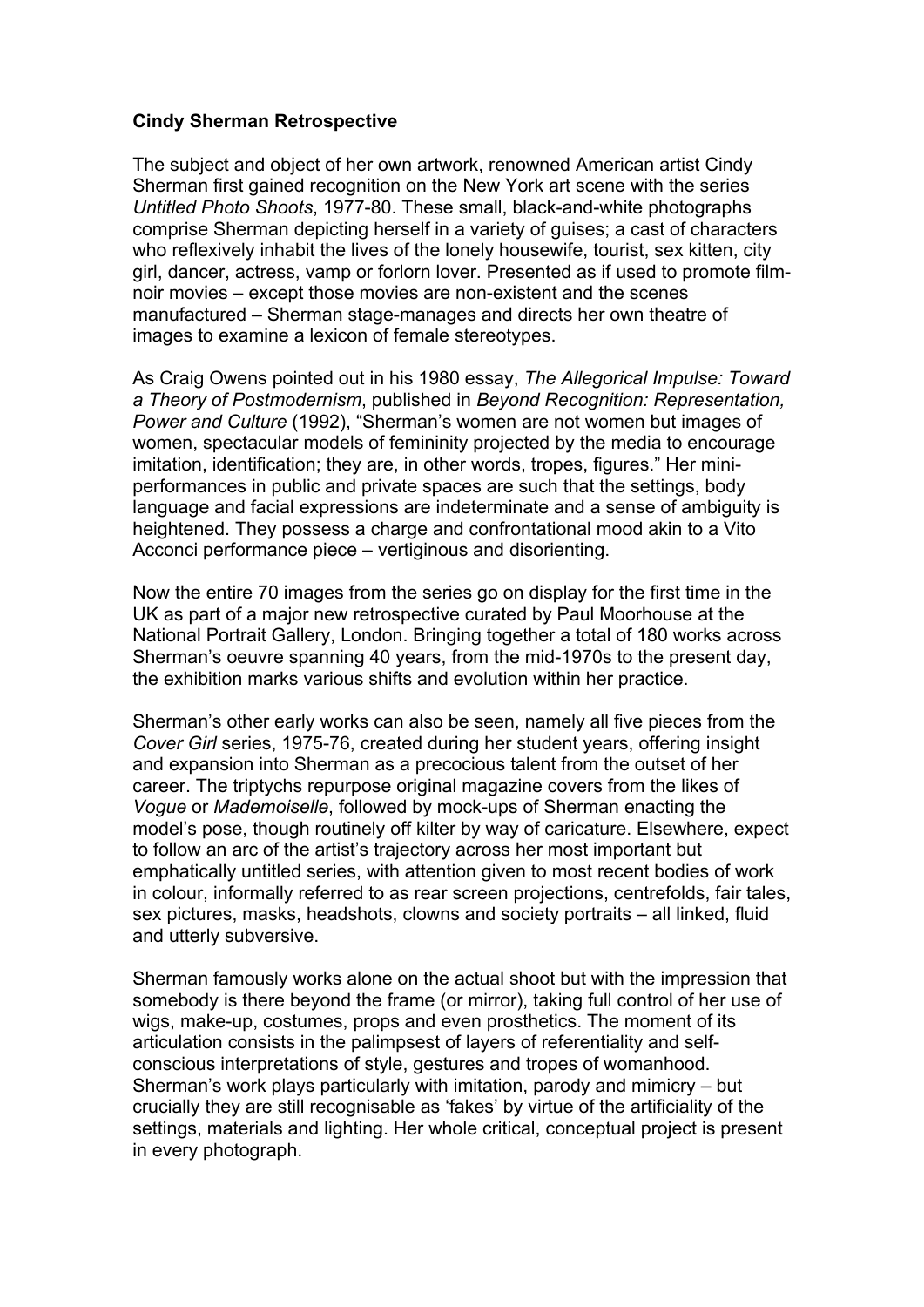**Cindy Sherman Retrospective**

The subject and object of her own artwork, renowned American artist Cindy Sherman first gained recognition on the New York art scene with the series *Untitled Photo Shoots*, 1977-80. These small, black-and-white photographs comprise Sherman depicting herself in a variety of guises; a cast of characters who reflexively inhabit the lives of the lonely housewife, tourist, sex kitten, city girl, dancer, actress, vamp or forlorn lover. Presented as if used to promote film-noir movies – except those movies are non-existent and the scenes manufactured – Sherman stage-manages and directs her own theatre of images to examine a lexicon of female stereotypes.

As Craig Owens pointed out in his 1980 essay, *The Allegorical Impulse: Toward a Theory of Postmodernism*, published in *Beyond Recognition: Representation, Power and Culture* (1992), "Sherman's women are not women but images of women, spectacular models of femininity projected by the media to encourage imitation, identification; they are, in other words, tropes, figures." Her mini-performances in public and private spaces are such that the settings, body language and facial expressions are indeterminate and a sense of ambiguity is heightened. They possess a charge and confrontational mood akin to a Vito Acconci performance piece – vertiginous and disorienting.

Now the entire 70 images from the series go on display for the first time in the UK as part of a major new retrospective curated by Paul Moorhouse at the National Portrait Gallery, London. Bringing together a total of 180 works across Sherman's oeuvre spanning 40 years, from the mid-1970s to the present day, the exhibition marks various shifts and evolution within her practice.

Sherman's other early works can also be seen, namely all five pieces from the *Cover Girl* series, 1975-76, created during her student years, offering insight and expansion into Sherman as a precocious talent from the outset of her career. The triptychs repurpose original magazine covers from the likes of *Vogue* or *Mademoiselle*, followed by mock-ups of Sherman enacting the model's pose, though routinely off kilter by way of caricature. Elsewhere, expect to follow an arc of the artist's trajectory across her most important but emphatically untitled series, with attention given to most recent bodies of work in colour, informally referred to as rear screen projections, centrefolds, fair tales, sex pictures, masks, headshots, clowns and society portraits – all linked, fluid and utterly subversive.

Sherman famously works alone on the actual shoot but with the impression that somebody is there beyond the frame (or mirror), taking full control of her use of wigs, make-up, costumes, props and even prosthetics. The moment of its articulation consists in the palimpsest of layers of referentiality and self-conscious interpretations of style, gestures and tropes of womanhood. Sherman's work plays particularly with imitation, parody and mimicry – but crucially they are still recognisable as 'fakes' by virtue of the artificiality of the settings, materials and lighting. Her whole critical, conceptual project is present in every photograph.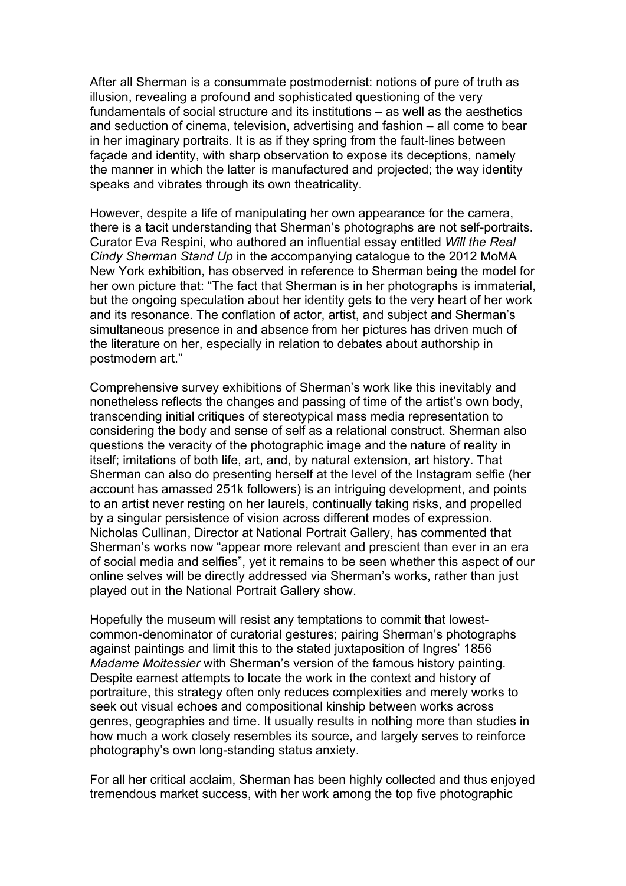After all Sherman is a consummate postmodernist: notions of pure of truth as illusion, revealing a profound and sophisticated questioning of the very fundamentals of social structure and its institutions – as well as the aesthetics and seduction of cinema, television, advertising and fashion – all come to bear in her imaginary portraits. It is as if they spring from the fault-lines between façade and identity, with sharp observation to expose its deceptions, namely the manner in which the latter is manufactured and projected; the way identity speaks and vibrates through its own theatricality.

However, despite a life of manipulating her own appearance for the camera, there is a tacit understanding that Sherman's photographs are not self-portraits. Curator Eva Respini, who authored an influential essay entitled *Will the Real Cindy Sherman Stand Up* in the accompanying catalogue to the 2012 MoMA New York exhibition, has observed in reference to Sherman being the model for her own picture that: "The fact that Sherman is in her photographs is immaterial, but the ongoing speculation about her identity gets to the very heart of her work and its resonance. The conflation of actor, artist, and subject and Sherman's simultaneous presence in and absence from her pictures has driven much of the literature on her, especially in relation to debates about authorship in postmodern art."

Comprehensive survey exhibitions of Sherman's work like this inevitably and nonetheless reflects the changes and passing of time of the artist's own body, transcending initial critiques of stereotypical mass media representation to considering the body and sense of self as a relational construct. Sherman also questions the veracity of the photographic image and the nature of reality in itself; imitations of both life, art, and, by natural extension, art history. That Sherman can also do presenting herself at the level of the Instagram selfie (her account has amassed 251k followers) is an intriguing development, and points to an artist never resting on her laurels, continually taking risks, and propelled by a singular persistence of vision across different modes of expression. Nicholas Cullinan, Director at National Portrait Gallery, has commented that Sherman's works now "appear more relevant and prescient than ever in an era of social media and selfies", yet it remains to be seen whether this aspect of our online selves will be directly addressed via Sherman's works, rather than just played out in the National Portrait Gallery show.

Hopefully the museum will resist any temptations to commit that lowest-common-denominator of curatorial gestures; pairing Sherman's photographs against paintings and limit this to the stated juxtaposition of Ingres' 1856 *Madame Moitessier* with Sherman's version of the famous history painting. Despite earnest attempts to locate the work in the context and history of portraiture, this strategy often only reduces complexities and merely works to seek out visual echoes and compositional kinship between works across genres, geographies and time. It usually results in nothing more than studies in how much a work closely resembles its source, and largely serves to reinforce photography's own long-standing status anxiety.

For all her critical acclaim, Sherman has been highly collected and thus enjoyed tremendous market success, with her work among the top five photographic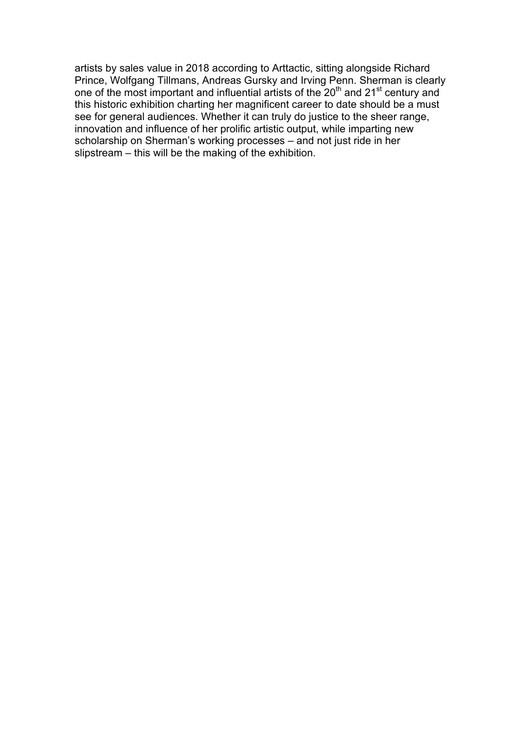artists by sales value in 2018 according to Arttactic, sitting alongside Richard Prince, Wolfgang Tillmans, Andreas Gursky and Irving Penn. Sherman is clearly one of the most important and influential artists of the 20th and 21st century and this historic exhibition charting her magnificent career to date should be a must see for general audiences. Whether it can truly do justice to the sheer range, innovation and influence of her prolific artistic output, while imparting new scholarship on Sherman's working processes – and not just ride in her slipstream – this will be the making of the exhibition.